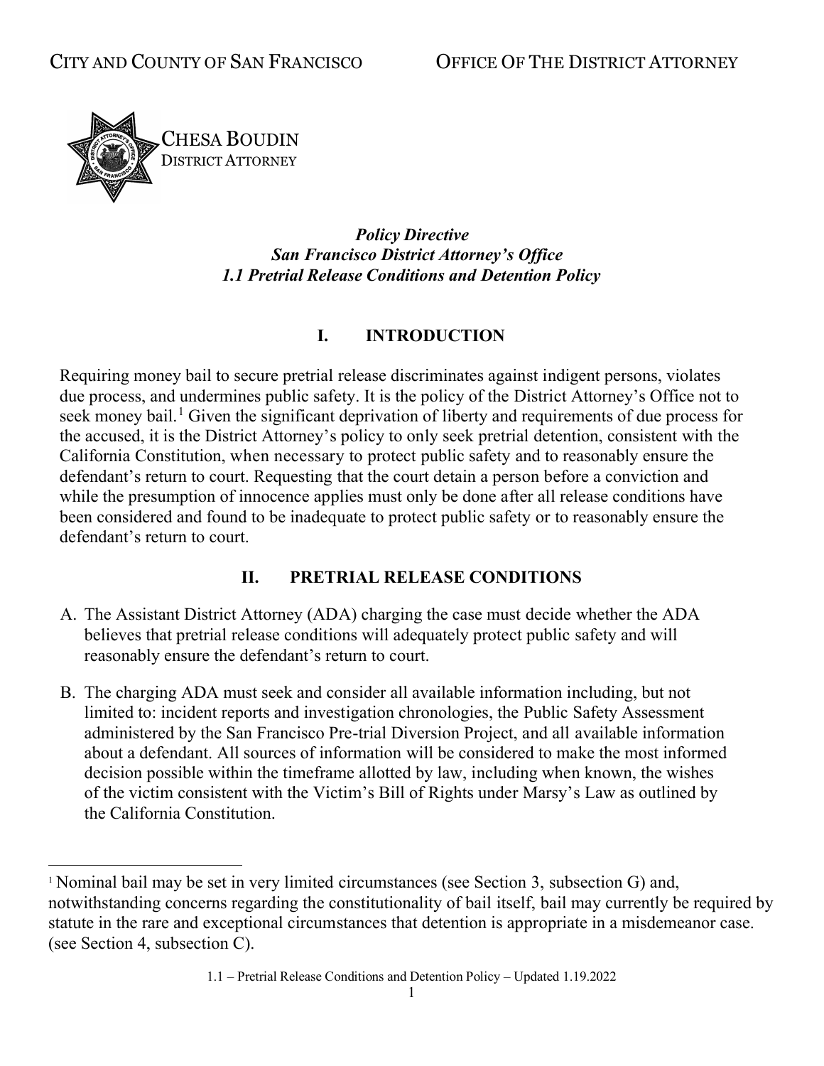CITY AND COUNTY OF SAN FRANCISCO OFFICE OF THE DISTRICT ATTORNEY

CHESA BOUDIN
DISTRICT ATTORNEY

***Policy Directive***
***San Francisco District Attorney's Office***
***1.1 Pretrial Release Conditions and Detention Policy***

## I. INTRODUCTION

Requiring money bail to secure pretrial release discriminates against indigent persons, violates due process, and undermines public safety. It is the policy of the District Attorney's Office not to seek money bail.[1] Given the significant deprivation of liberty and requirements of due process for the accused, it is the District Attorney's policy to only seek pretrial detention, consistent with the California Constitution, when necessary to protect public safety and to reasonably ensure the defendant's return to court. Requesting that the court detain a person before a conviction and while the presumption of innocence applies must only be done after all release conditions have been considered and found to be inadequate to protect public safety or to reasonably ensure the defendant's return to court.

## II. PRETRIAL RELEASE CONDITIONS

A. The Assistant District Attorney (ADA) charging the case must decide whether the ADA believes that pretrial release conditions will adequately protect public safety and will reasonably ensure the defendant's return to court.

B. The charging ADA must seek and consider all available information including, but not limited to: incident reports and investigation chronologies, the Public Safety Assessment administered by the San Francisco Pre-trial Diversion Project, and all available information about a defendant. All sources of information will be considered to make the most informed decision possible within the timeframe allotted by law, including when known, the wishes of the victim consistent with the Victim's Bill of Rights under Marsy's Law as outlined by the California Constitution.

---

[1] Nominal bail may be set in very limited circumstances (see Section 3, subsection G) and, notwithstanding concerns regarding the constitutionality of bail itself, bail may currently be required by statute in the rare and exceptional circumstances that detention is appropriate in a misdemeanor case. (see Section 4, subsection C).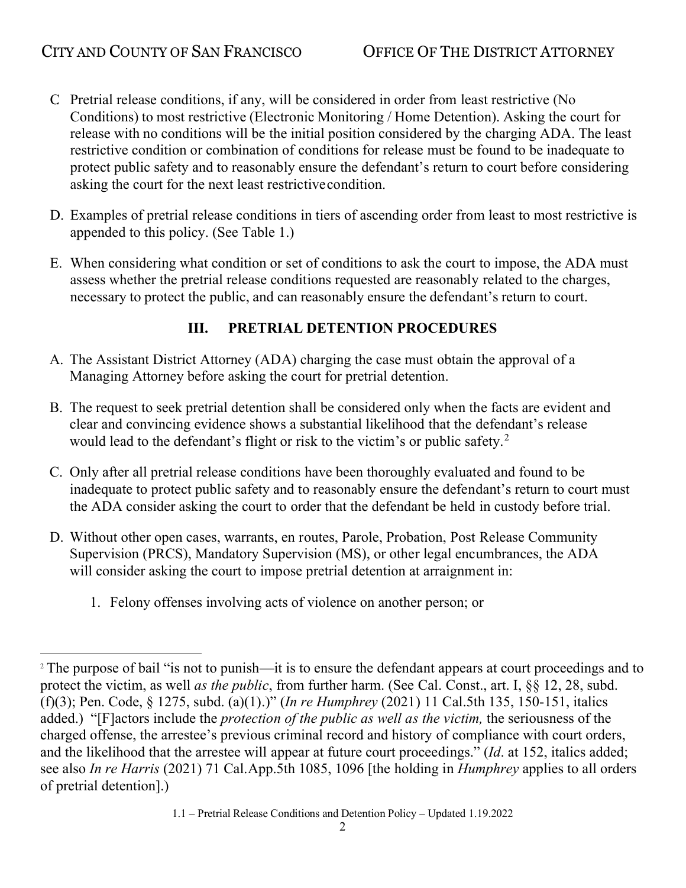C. Pretrial release conditions, if any, will be considered in order from least restrictive (No Conditions) to most restrictive (Electronic Monitoring / Home Detention). Asking the court for release with no conditions will be the initial position considered by the charging ADA. The least restrictive condition or combination of conditions for release must be found to be inadequate to protect public safety and to reasonably ensure the defendant's return to court before considering asking the court for the next least restrictive condition.

D. Examples of pretrial release conditions in tiers of ascending order from least to most restrictive is appended to this policy. (See Table 1.)

E. When considering what condition or set of conditions to ask the court to impose, the ADA must assess whether the pretrial release conditions requested are reasonably related to the charges, necessary to protect the public, and can reasonably ensure the defendant's return to court.

## III. PRETRIAL DETENTION PROCEDURES

A. The Assistant District Attorney (ADA) charging the case must obtain the approval of a Managing Attorney before asking the court for pretrial detention.

B. The request to seek pretrial detention shall be considered only when the facts are evident and clear and convincing evidence shows a substantial likelihood that the defendant's release would lead to the defendant's flight or risk to the victim's or public safety.[2]

C. Only after all pretrial release conditions have been thoroughly evaluated and found to be inadequate to protect public safety and to reasonably ensure the defendant's return to court must the ADA consider asking the court to order that the defendant be held in custody before trial.

D. Without other open cases, warrants, en routes, Parole, Probation, Post Release Community Supervision (PRCS), Mandatory Supervision (MS), or other legal encumbrances, the ADA will consider asking the court to impose pretrial detention at arraignment in:

1. Felony offenses involving acts of violence on another person; or

---

[2] The purpose of bail "is not to punish—it is to ensure the defendant appears at court proceedings and to protect the victim, as well *as the public*, from further harm. (See Cal. Const., art. I, §§ 12, 28, subd. (f)(3); Pen. Code, § 1275, subd. (a)(1).)" (*In re Humphrey* (2021) 11 Cal.5th 135, 150-151, italics added.) "[F]actors include the *protection of the public as well as the victim,* the seriousness of the charged offense, the arrestee's previous criminal record and history of compliance with court orders, and the likelihood that the arrestee will appear at future court proceedings." (*Id*. at 152, italics added; see also *In re Harris* (2021) 71 Cal.App.5th 1085, 1096 [the holding in *Humphrey* applies to all orders of pretrial detention].)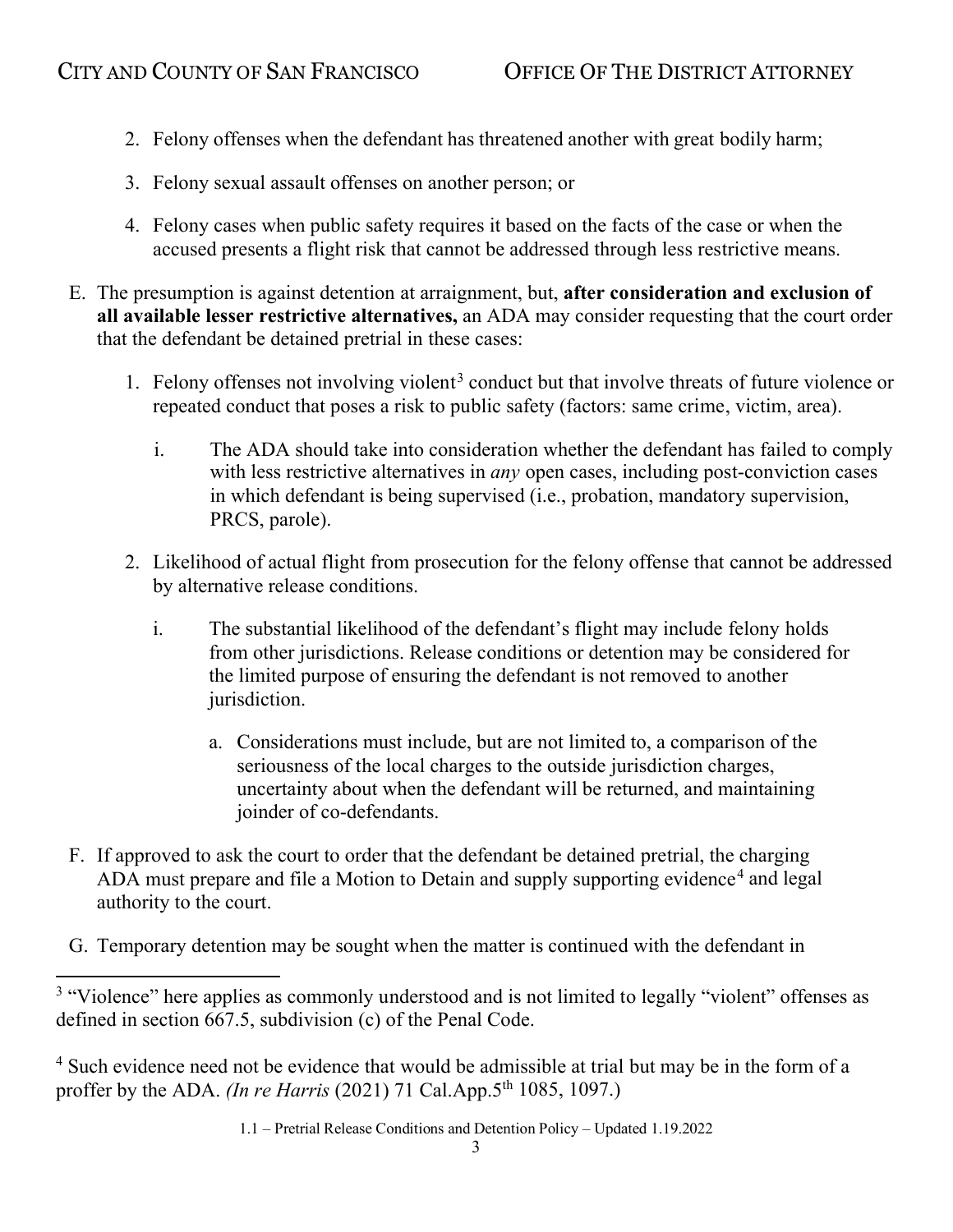2. Felony offenses when the defendant has threatened another with great bodily harm;

3. Felony sexual assault offenses on another person; or

4. Felony cases when public safety requires it based on the facts of the case or when the accused presents a flight risk that cannot be addressed through less restrictive means.

E. The presumption is against detention at arraignment, but, **after consideration and exclusion of all available lesser restrictive alternatives,** an ADA may consider requesting that the court order that the defendant be detained pretrial in these cases:

  1. Felony offenses not involving violent[3] conduct but that involve threats of future violence or repeated conduct that poses a risk to public safety (factors: same crime, victim, area).

     i. The ADA should take into consideration whether the defendant has failed to comply with less restrictive alternatives in *any* open cases, including post-conviction cases in which defendant is being supervised (i.e., probation, mandatory supervision, PRCS, parole).

  2. Likelihood of actual flight from prosecution for the felony offense that cannot be addressed by alternative release conditions.

     i. The substantial likelihood of the defendant's flight may include felony holds from other jurisdictions. Release conditions or detention may be considered for the limited purpose of ensuring the defendant is not removed to another jurisdiction.

        a. Considerations must include, but are not limited to, a comparison of the seriousness of the local charges to the outside jurisdiction charges, uncertainty about when the defendant will be returned, and maintaining joinder of co-defendants.

F. If approved to ask the court to order that the defendant be detained pretrial, the charging ADA must prepare and file a Motion to Detain and supply supporting evidence[4] and legal authority to the court.

G. Temporary detention may be sought when the matter is continued with the defendant in

---

[3] "Violence" here applies as commonly understood and is not limited to legally "violent" offenses as defined in section 667.5, subdivision (c) of the Penal Code.

[4] Such evidence need not be evidence that would be admissible at trial but may be in the form of a proffer by the ADA. *(In re Harris* (2021) 71 Cal.App.5th 1085, 1097.)

1.1 – Pretrial Release Conditions and Detention Policy – Updated 1.19.2022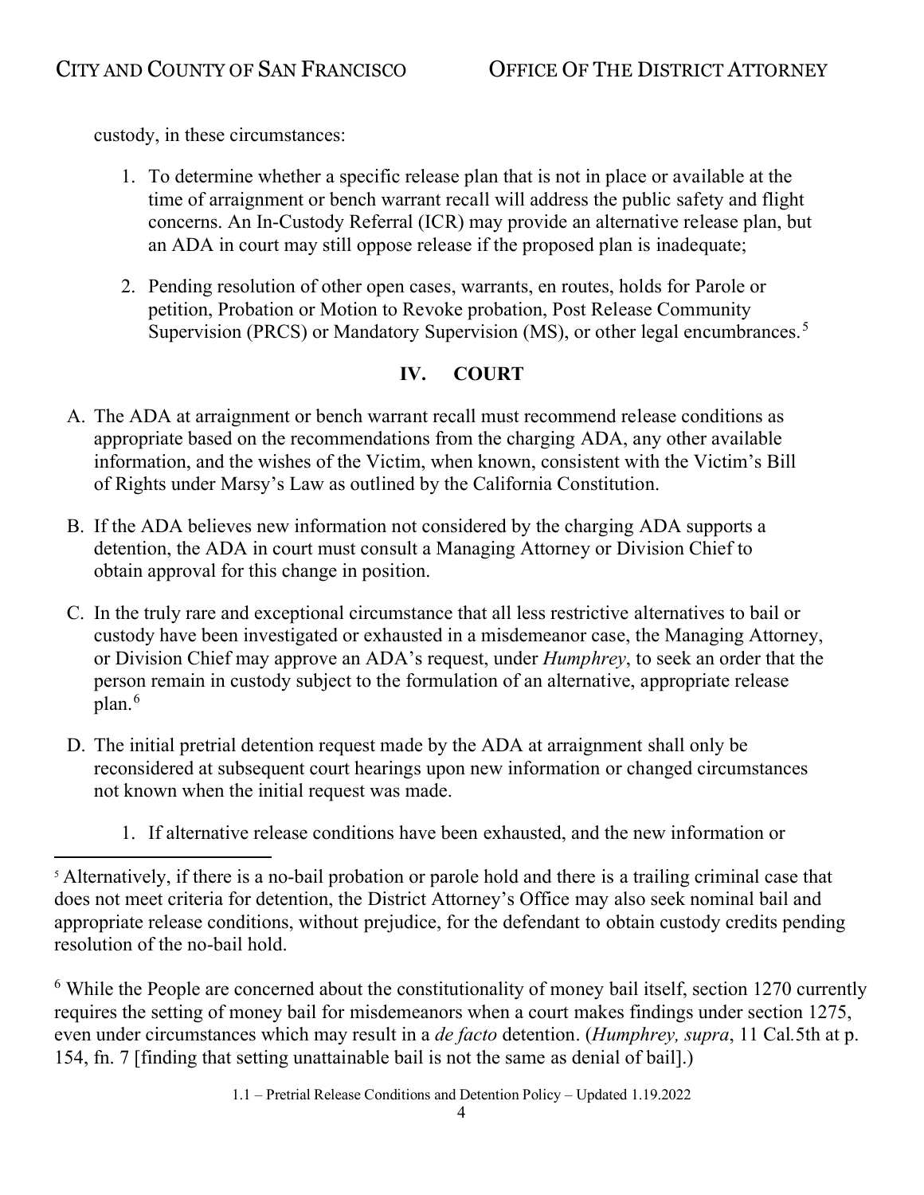custody, in these circumstances:

1. To determine whether a specific release plan that is not in place or available at the time of arraignment or bench warrant recall will address the public safety and flight concerns. An In-Custody Referral (ICR) may provide an alternative release plan, but an ADA in court may still oppose release if the proposed plan is inadequate;

2. Pending resolution of other open cases, warrants, en routes, holds for Parole or petition, Probation or Motion to Revoke probation, Post Release Community Supervision (PRCS) or Mandatory Supervision (MS), or other legal encumbrances.[5]

## IV. COURT

A. The ADA at arraignment or bench warrant recall must recommend release conditions as appropriate based on the recommendations from the charging ADA, any other available information, and the wishes of the Victim, when known, consistent with the Victim's Bill of Rights under Marsy's Law as outlined by the California Constitution.

B. If the ADA believes new information not considered by the charging ADA supports a detention, the ADA in court must consult a Managing Attorney or Division Chief to obtain approval for this change in position.

C. In the truly rare and exceptional circumstance that all less restrictive alternatives to bail or custody have been investigated or exhausted in a misdemeanor case, the Managing Attorney, or Division Chief may approve an ADA's request, under *Humphrey*, to seek an order that the person remain in custody subject to the formulation of an alternative, appropriate release plan.[6]

D. The initial pretrial detention request made by the ADA at arraignment shall only be reconsidered at subsequent court hearings upon new information or changed circumstances not known when the initial request was made.

   1. If alternative release conditions have been exhausted, and the new information or

---

[5] Alternatively, if there is a no-bail probation or parole hold and there is a trailing criminal case that does not meet criteria for detention, the District Attorney's Office may also seek nominal bail and appropriate release conditions, without prejudice, for the defendant to obtain custody credits pending resolution of the no-bail hold.

[6] While the People are concerned about the constitutionality of money bail itself, section 1270 currently requires the setting of money bail for misdemeanors when a court makes findings under section 1275, even under circumstances which may result in a *de facto* detention. (*Humphrey, supra*, 11 Cal.5th at p. 154, fn. 7 [finding that setting unattainable bail is not the same as denial of bail].)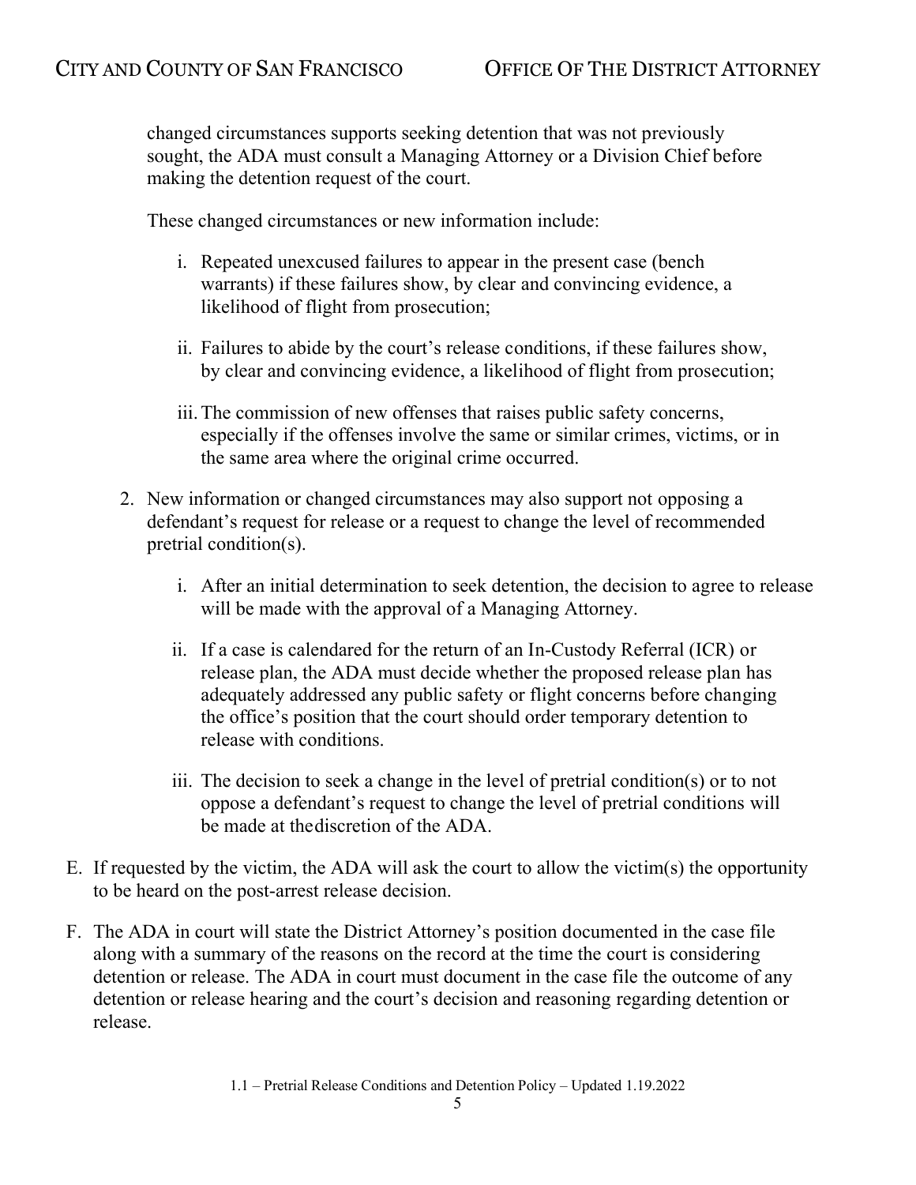changed circumstances supports seeking detention that was not previously sought, the ADA must consult a Managing Attorney or a Division Chief before making the detention request of the court.

These changed circumstances or new information include:

i. Repeated unexcused failures to appear in the present case (bench warrants) if these failures show, by clear and convincing evidence, a likelihood of flight from prosecution;

ii. Failures to abide by the court's release conditions, if these failures show, by clear and convincing evidence, a likelihood of flight from prosecution;

iii. The commission of new offenses that raises public safety concerns, especially if the offenses involve the same or similar crimes, victims, or in the same area where the original crime occurred.

2. New information or changed circumstances may also support not opposing a defendant's request for release or a request to change the level of recommended pretrial condition(s).

   i. After an initial determination to seek detention, the decision to agree to release will be made with the approval of a Managing Attorney.

   ii. If a case is calendared for the return of an In-Custody Referral (ICR) or release plan, the ADA must decide whether the proposed release plan has adequately addressed any public safety or flight concerns before changing the office's position that the court should order temporary detention to release with conditions.

   iii. The decision to seek a change in the level of pretrial condition(s) or to not oppose a defendant's request to change the level of pretrial conditions will be made at thediscretion of the ADA.

E. If requested by the victim, the ADA will ask the court to allow the victim(s) the opportunity to be heard on the post-arrest release decision.

F. The ADA in court will state the District Attorney's position documented in the case file along with a summary of the reasons on the record at the time the court is considering detention or release. The ADA in court must document in the case file the outcome of any detention or release hearing and the court's decision and reasoning regarding detention or release.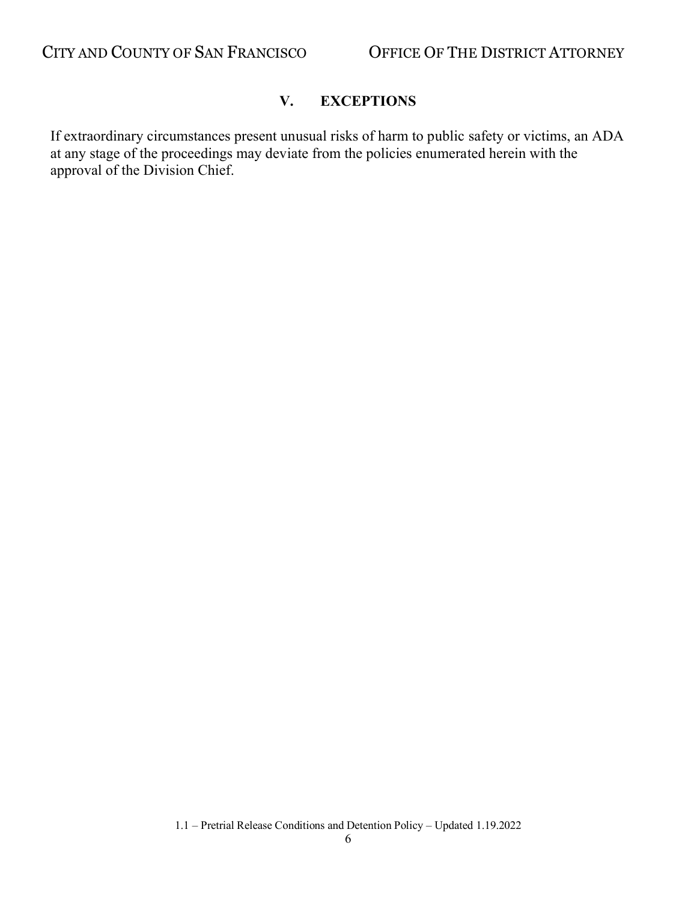## V. EXCEPTIONS

If extraordinary circumstances present unusual risks of harm to public safety or victims, an ADA at any stage of the proceedings may deviate from the policies enumerated herein with the approval of the Division Chief.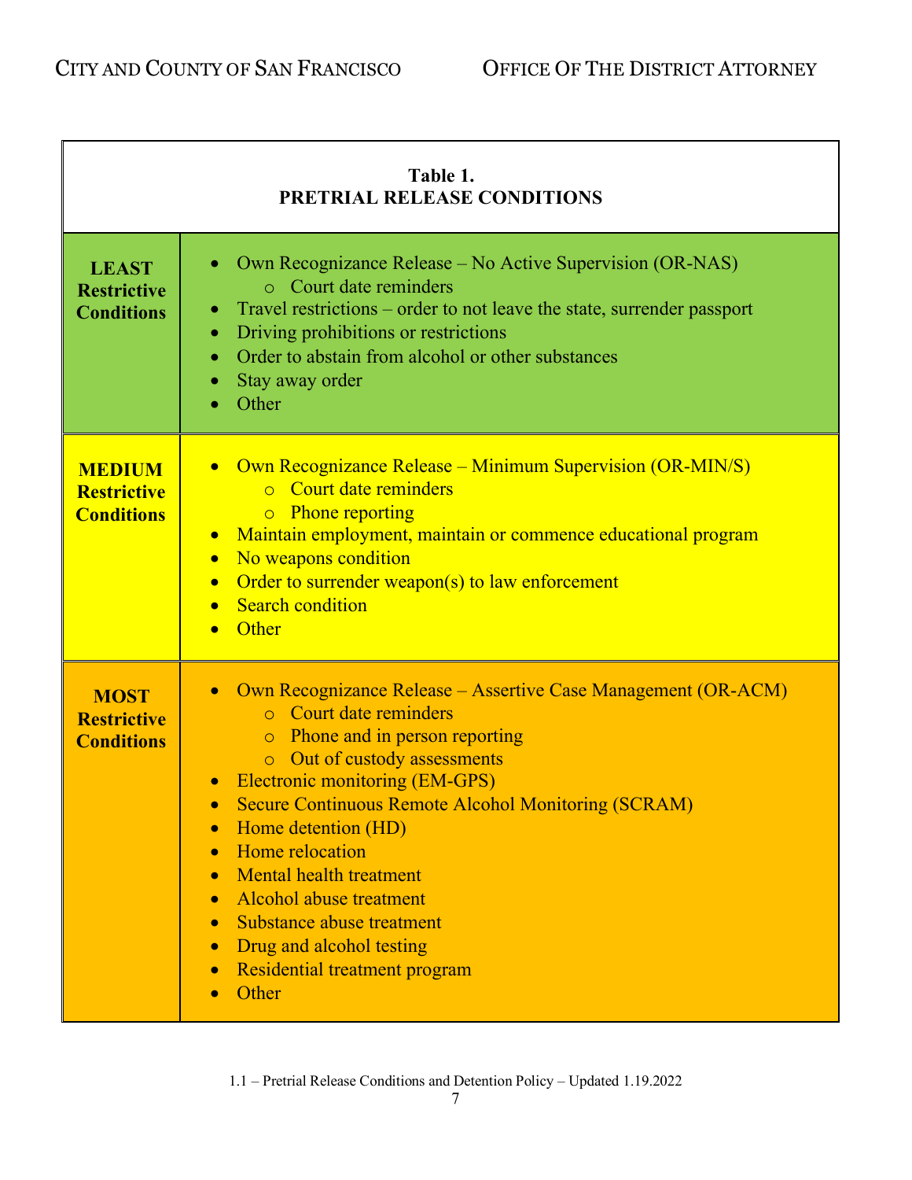**Table 1.**
**PRETRIAL RELEASE CONDITIONS**

| | |
|---|---|
| **LEAST Restrictive Conditions** | • Own Recognizance Release – No Active Supervision (OR-NAS)<br>&nbsp;&nbsp;&nbsp;&nbsp;○ Court date reminders<br>• Travel restrictions – order to not leave the state, surrender passport<br>• Driving prohibitions or restrictions<br>• Order to abstain from alcohol or other substances<br>• Stay away order<br>• Other |
| **MEDIUM Restrictive Conditions** | • Own Recognizance Release – Minimum Supervision (OR-MIN/S)<br>&nbsp;&nbsp;&nbsp;&nbsp;○ Court date reminders<br>&nbsp;&nbsp;&nbsp;&nbsp;○ Phone reporting<br>• Maintain employment, maintain or commence educational program<br>• No weapons condition<br>• Order to surrender weapon(s) to law enforcement<br>• Search condition<br>• Other |
| **MOST Restrictive Conditions** | • Own Recognizance Release – Assertive Case Management (OR-ACM)<br>&nbsp;&nbsp;&nbsp;&nbsp;○ Court date reminders<br>&nbsp;&nbsp;&nbsp;&nbsp;○ Phone and in person reporting<br>&nbsp;&nbsp;&nbsp;&nbsp;○ Out of custody assessments<br>• Electronic monitoring (EM-GPS)<br>• Secure Continuous Remote Alcohol Monitoring (SCRAM)<br>• Home detention (HD)<br>• Home relocation<br>• Mental health treatment<br>• Alcohol abuse treatment<br>• Substance abuse treatment<br>• Drug and alcohol testing<br>• Residential treatment program<br>• Other |